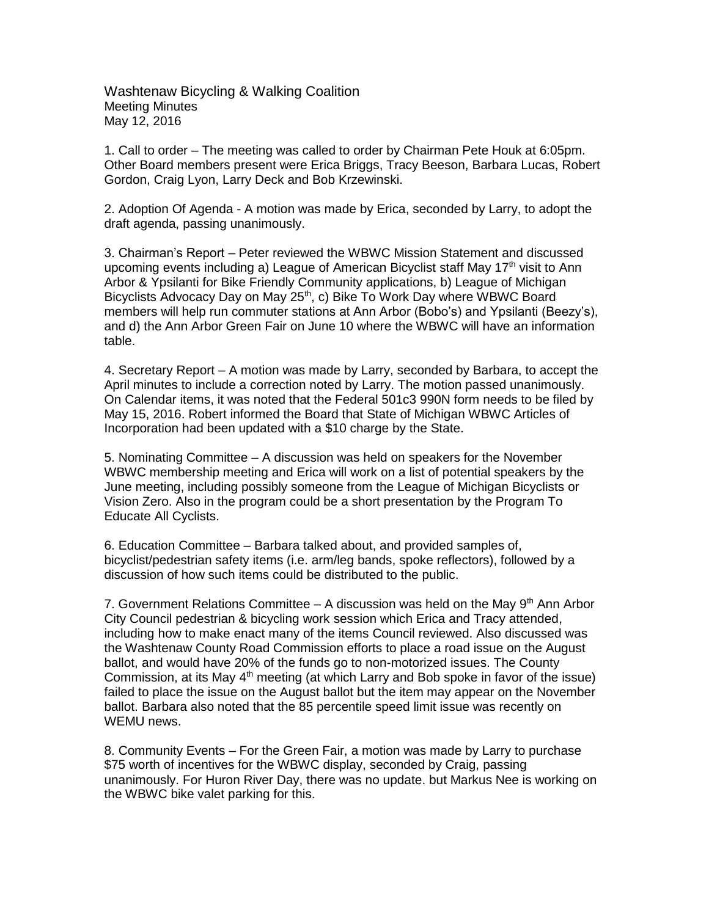Washtenaw Bicycling & Walking Coalition
Meeting Minutes
May 12, 2016

1. Call to order – The meeting was called to order by Chairman Pete Houk at 6:05pm. Other Board members present were Erica Briggs, Tracy Beeson, Barbara Lucas, Robert Gordon, Craig Lyon, Larry Deck and Bob Krzewinski.

2. Adoption Of Agenda - A motion was made by Erica, seconded by Larry, to adopt the draft agenda, passing unanimously.

3. Chairman's Report – Peter reviewed the WBWC Mission Statement and discussed upcoming events including a) League of American Bicyclist staff May 17th visit to Ann Arbor & Ypsilanti for Bike Friendly Community applications, b) League of Michigan Bicyclists Advocacy Day on May 25th, c) Bike To Work Day where WBWC Board members will help run commuter stations at Ann Arbor (Bobo's) and Ypsilanti (Beezy's), and d) the Ann Arbor Green Fair on June 10 where the WBWC will have an information table.

4. Secretary Report – A motion was made by Larry, seconded by Barbara, to accept the April minutes to include a correction noted by Larry. The motion passed unanimously. On Calendar items, it was noted that the Federal 501c3 990N form needs to be filed by May 15, 2016. Robert informed the Board that State of Michigan WBWC Articles of Incorporation had been updated with a $10 charge by the State.

5. Nominating Committee – A discussion was held on speakers for the November WBWC membership meeting and Erica will work on a list of potential speakers by the June meeting, including possibly someone from the League of Michigan Bicyclists or Vision Zero. Also in the program could be a short presentation by the Program To Educate All Cyclists.

6. Education Committee – Barbara talked about, and provided samples of, bicyclist/pedestrian safety items (i.e. arm/leg bands, spoke reflectors), followed by a discussion of how such items could be distributed to the public.

7. Government Relations Committee – A discussion was held on the May 9th Ann Arbor City Council pedestrian & bicycling work session which Erica and Tracy attended, including how to make enact many of the items Council reviewed. Also discussed was the Washtenaw County Road Commission efforts to place a road issue on the August ballot, and would have 20% of the funds go to non-motorized issues. The County Commission, at its May 4th meeting (at which Larry and Bob spoke in favor of the issue) failed to place the issue on the August ballot but the item may appear on the November ballot. Barbara also noted that the 85 percentile speed limit issue was recently on WEMU news.

8. Community Events – For the Green Fair, a motion was made by Larry to purchase $75 worth of incentives for the WBWC display, seconded by Craig, passing unanimously. For Huron River Day, there was no update. but Markus Nee is working on the WBWC bike valet parking for this.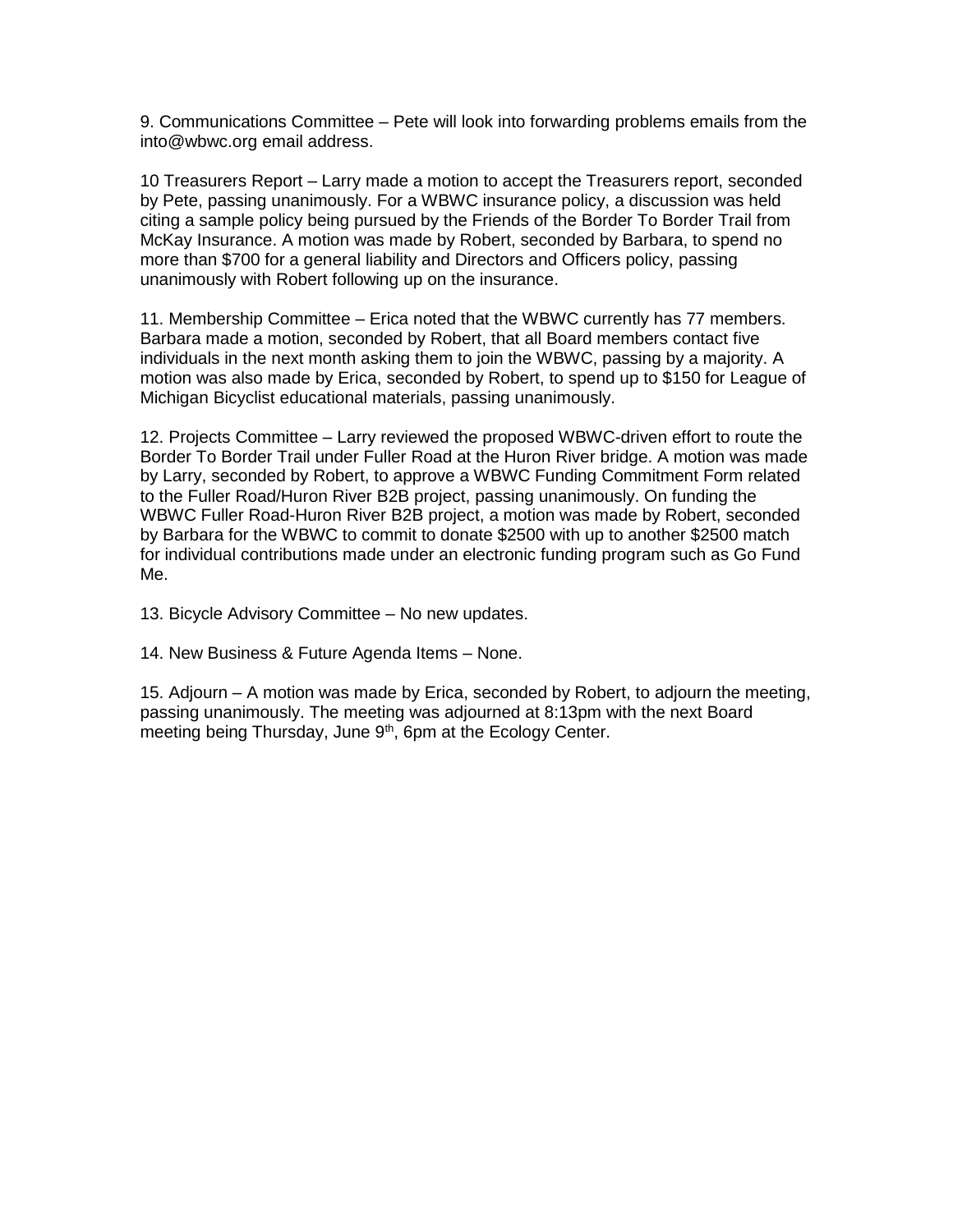9. Communications Committee – Pete will look into forwarding problems emails from the into@wbwc.org email address.

10 Treasurers Report – Larry made a motion to accept the Treasurers report, seconded by Pete, passing unanimously. For a WBWC insurance policy, a discussion was held citing a sample policy being pursued by the Friends of the Border To Border Trail from McKay Insurance. A motion was made by Robert, seconded by Barbara, to spend no more than $700 for a general liability and Directors and Officers policy, passing unanimously with Robert following up on the insurance.

11. Membership Committee – Erica noted that the WBWC currently has 77 members. Barbara made a motion, seconded by Robert, that all Board members contact five individuals in the next month asking them to join the WBWC, passing by a majority. A motion was also made by Erica, seconded by Robert, to spend up to $150 for League of Michigan Bicyclist educational materials, passing unanimously.

12. Projects Committee – Larry reviewed the proposed WBWC-driven effort to route the Border To Border Trail under Fuller Road at the Huron River bridge. A motion was made by Larry, seconded by Robert, to approve a WBWC Funding Commitment Form related to the Fuller Road/Huron River B2B project, passing unanimously. On funding the WBWC Fuller Road-Huron River B2B project, a motion was made by Robert, seconded by Barbara for the WBWC to commit to donate $2500 with up to another $2500 match for individual contributions made under an electronic funding program such as Go Fund Me.

13. Bicycle Advisory Committee – No new updates.

14. New Business & Future Agenda Items – None.

15. Adjourn – A motion was made by Erica, seconded by Robert, to adjourn the meeting, passing unanimously. The meeting was adjourned at 8:13pm with the next Board meeting being Thursday, June 9th, 6pm at the Ecology Center.